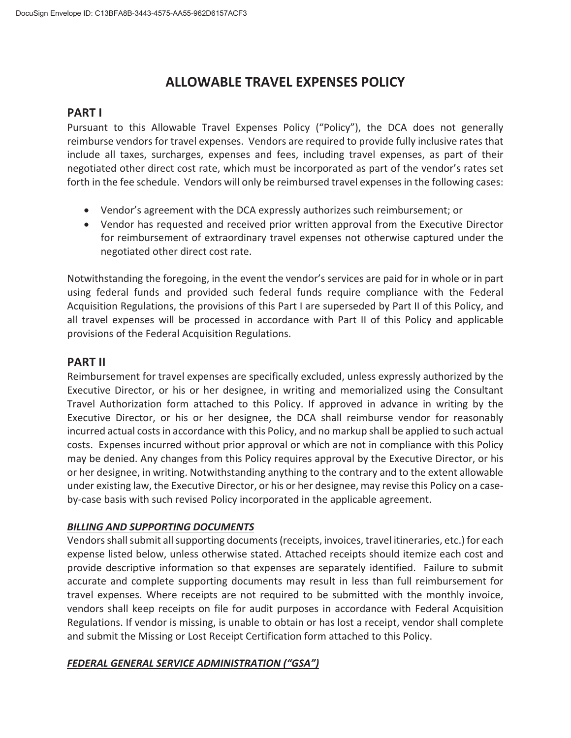# ALLOWABLE TRAVEL EXPENSES POLICY

## PART I

Pursuant to this Allowable Travel Expenses Policy ("Policy"), the DCA does not generally reimburse vendors for travel expenses. Vendors are required to provide fully inclusive rates that include all taxes, surcharges, expenses and fees, including travel expenses, as part of their negotiated other direct cost rate, which must be incorporated as part of the vendor's rates set forth in the fee schedule. Vendors will only be reimbursed travel expenses in the following cases:

- Vendor's agreement with the DCA expressly authorizes such reimbursement; or
- Vendor has requested and received prior written approval from the Executive Director for reimbursement of extraordinary travel expenses not otherwise captured under the negotiated other direct cost rate.

Notwithstanding the foregoing, in the event the vendor's services are paid for in whole or in part using federal funds and provided such federal funds require compliance with the Federal Acquisition Regulations, the provisions of this Part I are superseded by Part II of this Policy, and all travel expenses will be processed in accordance with Part II of this Policy and applicable provisions of the Federal Acquisition Regulations.

## PART II

Reimbursement for travel expenses are specifically excluded, unless expressly authorized by the Executive Director, or his or her designee, in writing and memorialized using the Consultant Travel Authorization form attached to this Policy. If approved in advance in writing by the Executive Director, or his or her designee, the DCA shall reimburse vendor for reasonably incurred actual costs in accordance with this Policy, and no markup shall be applied to such actual costs. Expenses incurred without prior approval or which are not in compliance with this Policy may be denied. Any changes from this Policy requires approval by the Executive Director, or his or her designee, in writing. Notwithstanding anything to the contrary and to the extent allowable under existing law, the Executive Director, or his or her designee, may revise this Policy on a case-by-case basis with such revised Policy incorporated in the applicable agreement.

***BILLING AND SUPPORTING DOCUMENTS***

Vendors shall submit all supporting documents (receipts, invoices, travel itineraries, etc.) for each expense listed below, unless otherwise stated. Attached receipts should itemize each cost and provide descriptive information so that expenses are separately identified. Failure to submit accurate and complete supporting documents may result in less than full reimbursement for travel expenses. Where receipts are not required to be submitted with the monthly invoice, vendors shall keep receipts on file for audit purposes in accordance with Federal Acquisition Regulations. If vendor is missing, is unable to obtain or has lost a receipt, vendor shall complete and submit the Missing or Lost Receipt Certification form attached to this Policy.

***FEDERAL GENERAL SERVICE ADMINISTRATION ("GSA")***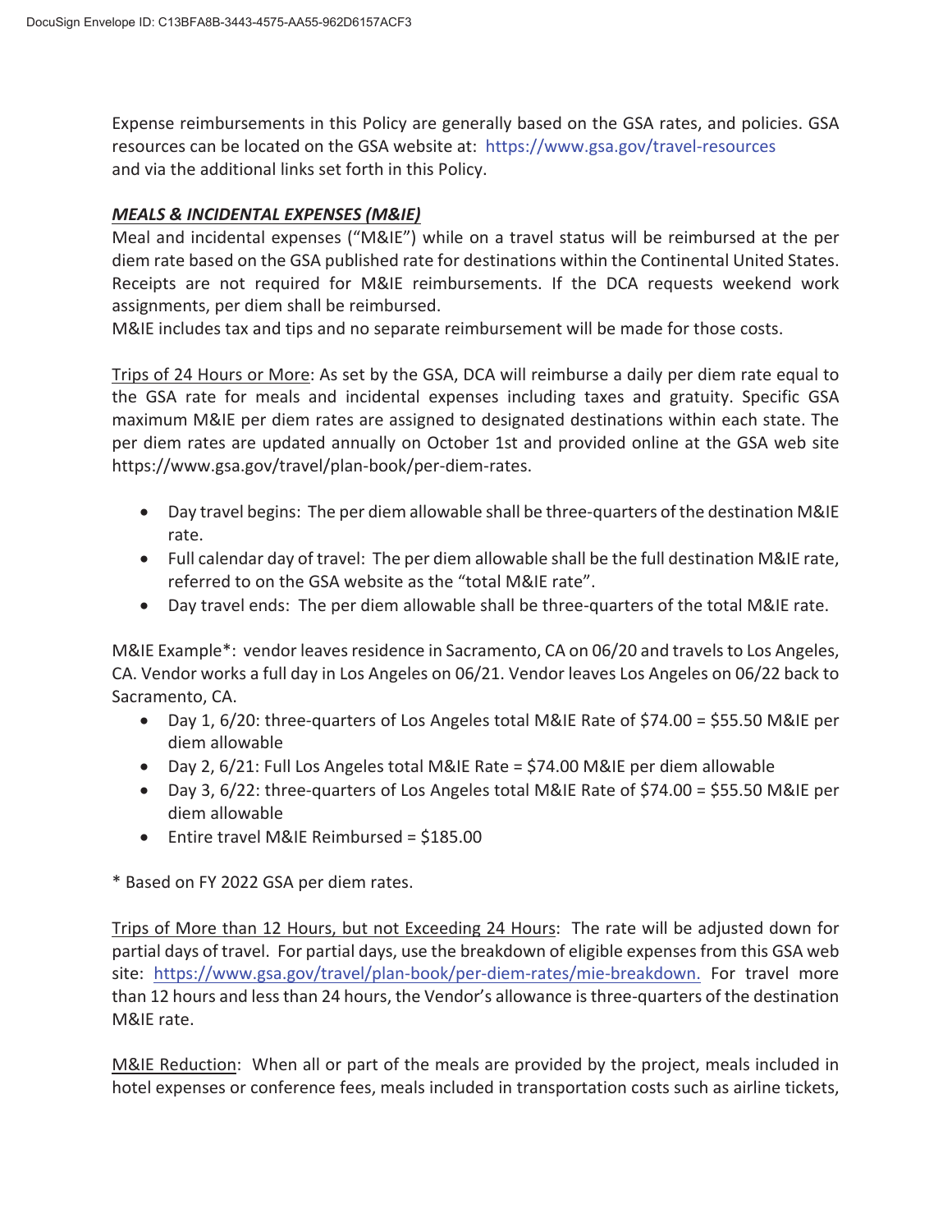Expense reimbursements in this Policy are generally based on the GSA rates, and policies. GSA resources can be located on the GSA website at: https://www.gsa.gov/travel-resources and via the additional links set forth in this Policy.

***MEALS & INCIDENTAL EXPENSES (M&IE)***

Meal and incidental expenses ("M&IE") while on a travel status will be reimbursed at the per diem rate based on the GSA published rate for destinations within the Continental United States. Receipts are not required for M&IE reimbursements. If the DCA requests weekend work assignments, per diem shall be reimbursed.

M&IE includes tax and tips and no separate reimbursement will be made for those costs.

Trips of 24 Hours or More: As set by the GSA, DCA will reimburse a daily per diem rate equal to the GSA rate for meals and incidental expenses including taxes and gratuity. Specific GSA maximum M&IE per diem rates are assigned to designated destinations within each state. The per diem rates are updated annually on October 1st and provided online at the GSA web site https://www.gsa.gov/travel/plan-book/per-diem-rates.

- Day travel begins: The per diem allowable shall be three-quarters of the destination M&IE rate.
- Full calendar day of travel: The per diem allowable shall be the full destination M&IE rate, referred to on the GSA website as the "total M&IE rate".
- Day travel ends: The per diem allowable shall be three-quarters of the total M&IE rate.

M&IE Example*: vendor leaves residence in Sacramento, CA on 06/20 and travels to Los Angeles, CA. Vendor works a full day in Los Angeles on 06/21. Vendor leaves Los Angeles on 06/22 back to Sacramento, CA.

- Day 1, 6/20: three-quarters of Los Angeles total M&IE Rate of $74.00 = $55.50 M&IE per diem allowable
- Day 2, 6/21: Full Los Angeles total M&IE Rate = $74.00 M&IE per diem allowable
- Day 3, 6/22: three-quarters of Los Angeles total M&IE Rate of $74.00 = $55.50 M&IE per diem allowable
- Entire travel M&IE Reimbursed = $185.00

* Based on FY 2022 GSA per diem rates.

Trips of More than 12 Hours, but not Exceeding 24 Hours: The rate will be adjusted down for partial days of travel. For partial days, use the breakdown of eligible expenses from this GSA web site: https://www.gsa.gov/travel/plan-book/per-diem-rates/mie-breakdown. For travel more than 12 hours and less than 24 hours, the Vendor's allowance is three-quarters of the destination M&IE rate.

M&IE Reduction: When all or part of the meals are provided by the project, meals included in hotel expenses or conference fees, meals included in transportation costs such as airline tickets,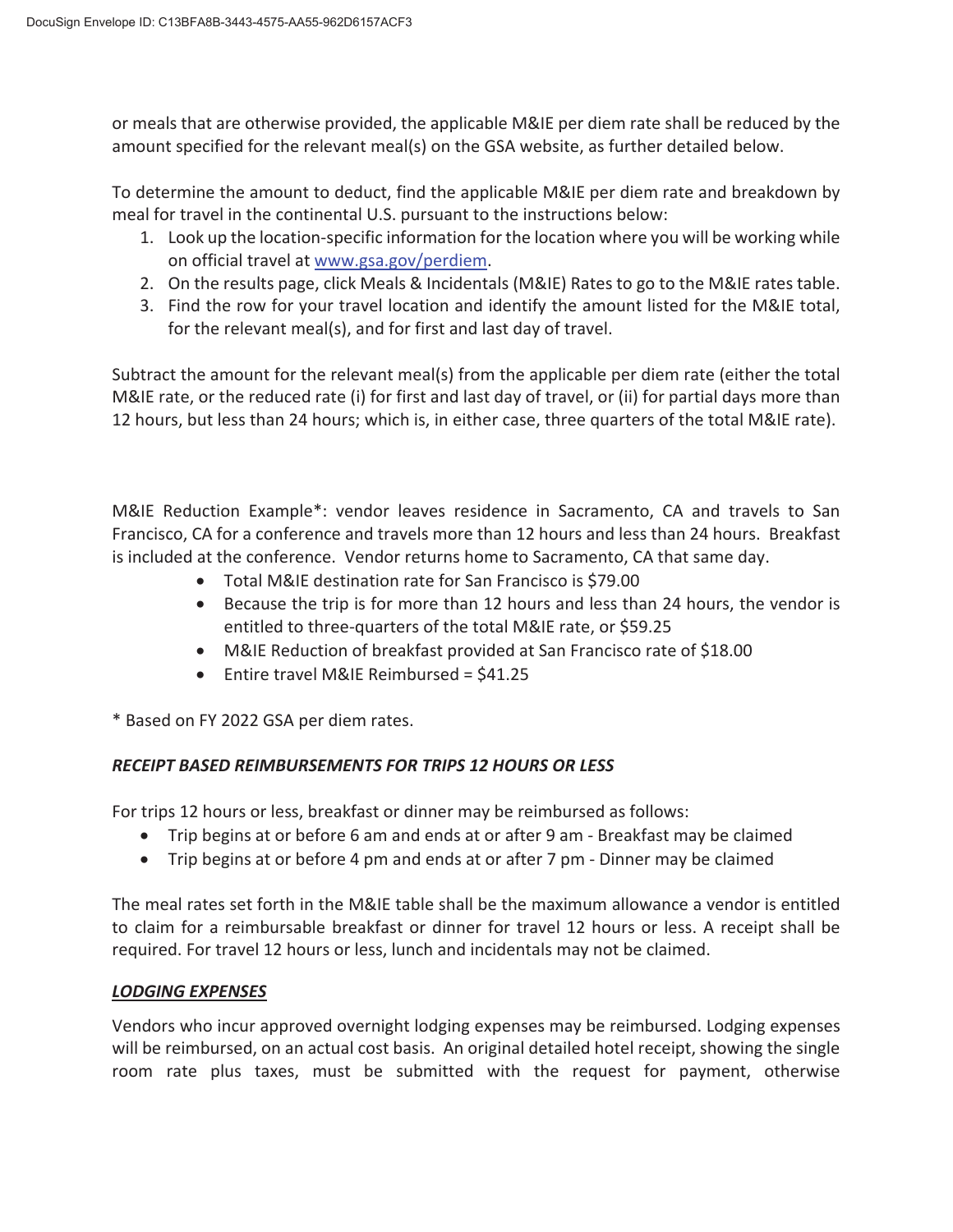or meals that are otherwise provided, the applicable M&IE per diem rate shall be reduced by the amount specified for the relevant meal(s) on the GSA website, as further detailed below.

To determine the amount to deduct, find the applicable M&IE per diem rate and breakdown by meal for travel in the continental U.S. pursuant to the instructions below:

1. Look up the location-specific information for the location where you will be working while on official travel at [www.gsa.gov/perdiem](http://www.gsa.gov/perdiem).
2. On the results page, click Meals & Incidentals (M&IE) Rates to go to the M&IE rates table.
3. Find the row for your travel location and identify the amount listed for the M&IE total, for the relevant meal(s), and for first and last day of travel.

Subtract the amount for the relevant meal(s) from the applicable per diem rate (either the total M&IE rate, or the reduced rate (i) for first and last day of travel, or (ii) for partial days more than 12 hours, but less than 24 hours; which is, in either case, three quarters of the total M&IE rate).

M&IE Reduction Example*: vendor leaves residence in Sacramento, CA and travels to San Francisco, CA for a conference and travels more than 12 hours and less than 24 hours. Breakfast is included at the conference. Vendor returns home to Sacramento, CA that same day.

- Total M&IE destination rate for San Francisco is $79.00
- Because the trip is for more than 12 hours and less than 24 hours, the vendor is entitled to three-quarters of the total M&IE rate, or $59.25
- M&IE Reduction of breakfast provided at San Francisco rate of $18.00
- Entire travel M&IE Reimbursed = $41.25

* Based on FY 2022 GSA per diem rates.

***RECEIPT BASED REIMBURSEMENTS FOR TRIPS 12 HOURS OR LESS***

For trips 12 hours or less, breakfast or dinner may be reimbursed as follows:

- Trip begins at or before 6 am and ends at or after 9 am - Breakfast may be claimed
- Trip begins at or before 4 pm and ends at or after 7 pm - Dinner may be claimed

The meal rates set forth in the M&IE table shall be the maximum allowance a vendor is entitled to claim for a reimbursable breakfast or dinner for travel 12 hours or less. A receipt shall be required. For travel 12 hours or less, lunch and incidentals may not be claimed.

***<u>LODGING EXPENSES</u>***

Vendors who incur approved overnight lodging expenses may be reimbursed. Lodging expenses will be reimbursed, on an actual cost basis. An original detailed hotel receipt, showing the single room rate plus taxes, must be submitted with the request for payment, otherwise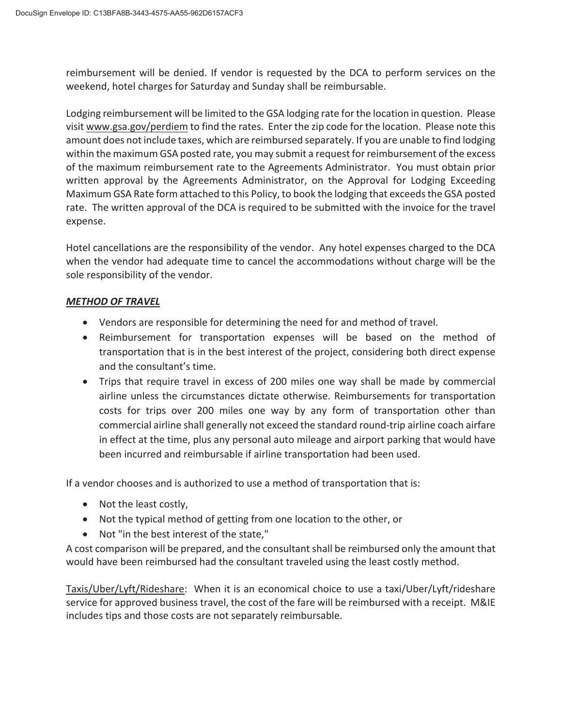reimbursement will be denied. If vendor is requested by the DCA to perform services on the weekend, hotel charges for Saturday and Sunday shall be reimbursable.

Lodging reimbursement will be limited to the GSA lodging rate for the location in question. Please visit www.gsa.gov/perdiem to find the rates. Enter the zip code for the location. Please note this amount does not include taxes, which are reimbursed separately. If you are unable to find lodging within the maximum GSA posted rate, you may submit a request for reimbursement of the excess of the maximum reimbursement rate to the Agreements Administrator. You must obtain prior written approval by the Agreements Administrator, on the Approval for Lodging Exceeding Maximum GSA Rate form attached to this Policy, to book the lodging that exceeds the GSA posted rate. The written approval of the DCA is required to be submitted with the invoice for the travel expense.

Hotel cancellations are the responsibility of the vendor. Any hotel expenses charged to the DCA when the vendor had adequate time to cancel the accommodations without charge will be the sole responsibility of the vendor.

***METHOD OF TRAVEL***

- Vendors are responsible for determining the need for and method of travel.
- Reimbursement for transportation expenses will be based on the method of transportation that is in the best interest of the project, considering both direct expense and the consultant's time.
- Trips that require travel in excess of 200 miles one way shall be made by commercial airline unless the circumstances dictate otherwise. Reimbursements for transportation costs for trips over 200 miles one way by any form of transportation other than commercial airline shall generally not exceed the standard round-trip airline coach airfare in effect at the time, plus any personal auto mileage and airport parking that would have been incurred and reimbursable if airline transportation had been used.

If a vendor chooses and is authorized to use a method of transportation that is:

- Not the least costly,
- Not the typical method of getting from one location to the other, or
- Not "in the best interest of the state,"

A cost comparison will be prepared, and the consultant shall be reimbursed only the amount that would have been reimbursed had the consultant traveled using the least costly method.

Taxis/Uber/Lyft/Rideshare: When it is an economical choice to use a taxi/Uber/Lyft/rideshare service for approved business travel, the cost of the fare will be reimbursed with a receipt. M&IE includes tips and those costs are not separately reimbursable.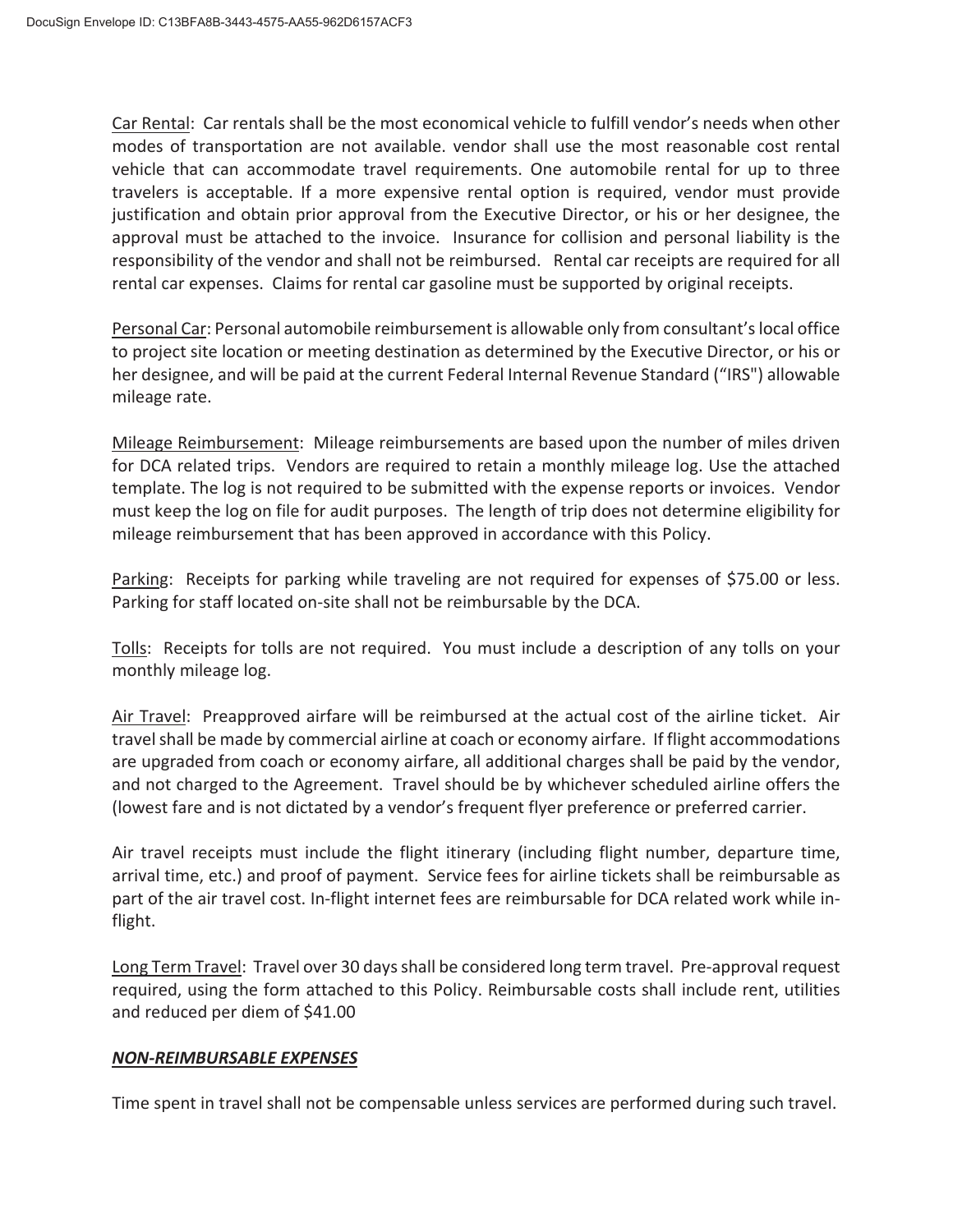Car Rental: Car rentals shall be the most economical vehicle to fulfill vendor's needs when other modes of transportation are not available. vendor shall use the most reasonable cost rental vehicle that can accommodate travel requirements. One automobile rental for up to three travelers is acceptable. If a more expensive rental option is required, vendor must provide justification and obtain prior approval from the Executive Director, or his or her designee, the approval must be attached to the invoice. Insurance for collision and personal liability is the responsibility of the vendor and shall not be reimbursed. Rental car receipts are required for all rental car expenses. Claims for rental car gasoline must be supported by original receipts.

Personal Car: Personal automobile reimbursement is allowable only from consultant's local office to project site location or meeting destination as determined by the Executive Director, or his or her designee, and will be paid at the current Federal Internal Revenue Standard ("IRS") allowable mileage rate.

Mileage Reimbursement: Mileage reimbursements are based upon the number of miles driven for DCA related trips. Vendors are required to retain a monthly mileage log. Use the attached template. The log is not required to be submitted with the expense reports or invoices. Vendor must keep the log on file for audit purposes. The length of trip does not determine eligibility for mileage reimbursement that has been approved in accordance with this Policy.

Parking: Receipts for parking while traveling are not required for expenses of $75.00 or less. Parking for staff located on-site shall not be reimbursable by the DCA.

Tolls: Receipts for tolls are not required. You must include a description of any tolls on your monthly mileage log.

Air Travel: Preapproved airfare will be reimbursed at the actual cost of the airline ticket. Air travel shall be made by commercial airline at coach or economy airfare. If flight accommodations are upgraded from coach or economy airfare, all additional charges shall be paid by the vendor, and not charged to the Agreement. Travel should be by whichever scheduled airline offers the (lowest fare and is not dictated by a vendor's frequent flyer preference or preferred carrier.

Air travel receipts must include the flight itinerary (including flight number, departure time, arrival time, etc.) and proof of payment. Service fees for airline tickets shall be reimbursable as part of the air travel cost. In-flight internet fees are reimbursable for DCA related work while in-flight.

Long Term Travel: Travel over 30 days shall be considered long term travel. Pre-approval request required, using the form attached to this Policy. Reimbursable costs shall include rent, utilities and reduced per diem of $41.00

***NON-REIMBURSABLE EXPENSES***

Time spent in travel shall not be compensable unless services are performed during such travel.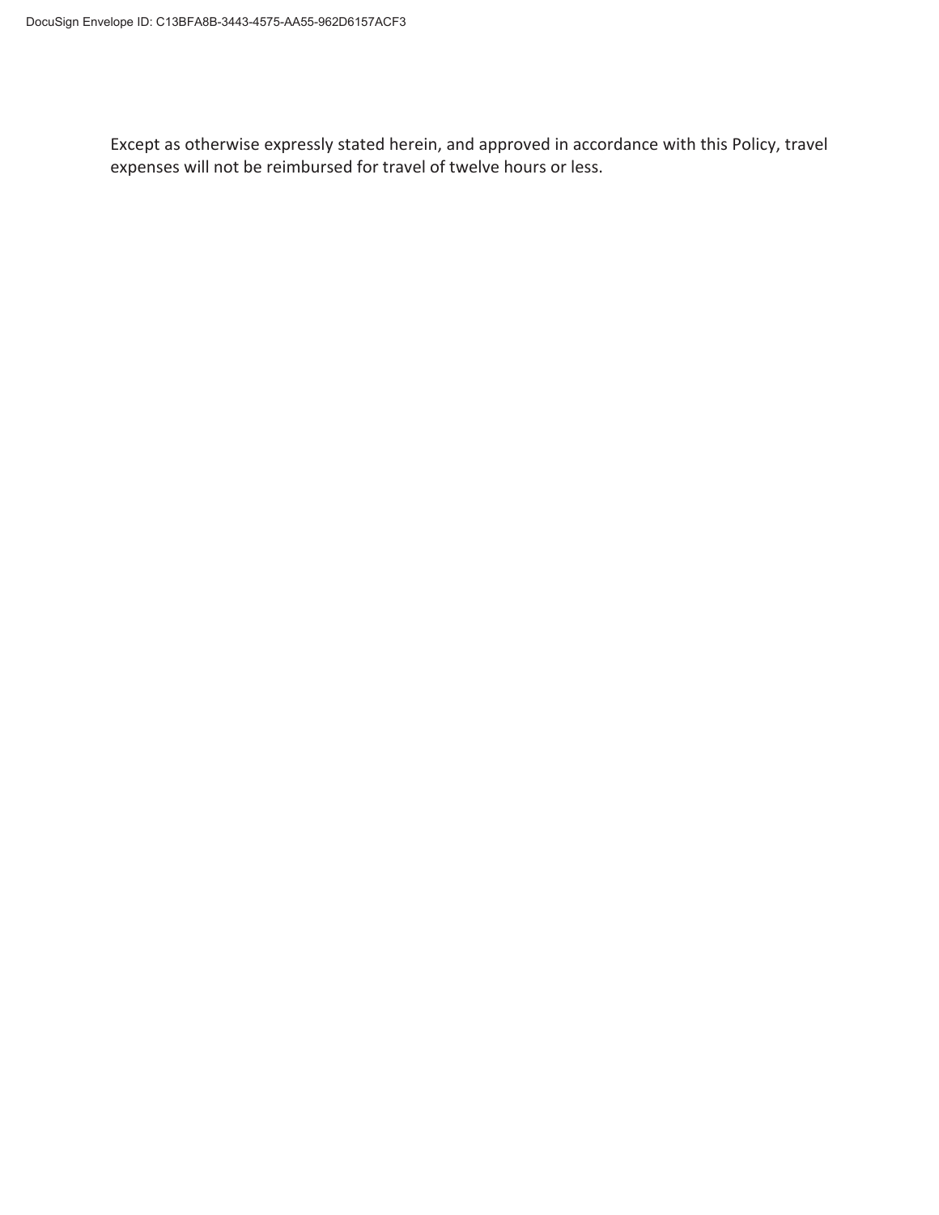Except as otherwise expressly stated herein, and approved in accordance with this Policy, travel expenses will not be reimbursed for travel of twelve hours or less.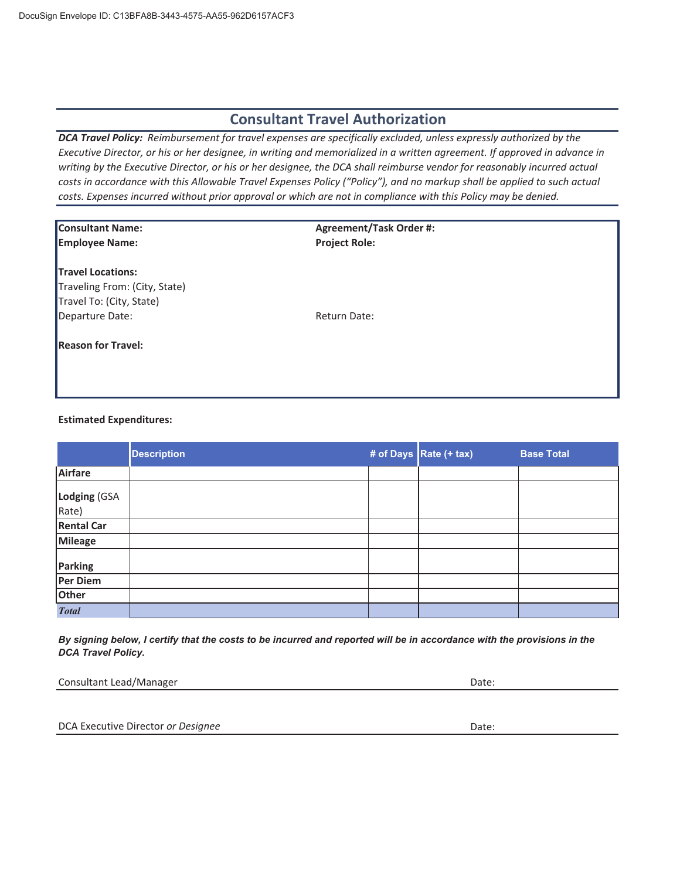# Consultant Travel Authorization

***DCA Travel Policy:*** *Reimbursement for travel expenses are specifically excluded, unless expressly authorized by the Executive Director, or his or her designee, in writing and memorialized in a written agreement. If approved in advance in writing by the Executive Director, or his or her designee, the DCA shall reimburse vendor for reasonably incurred actual costs in accordance with this Allowable Travel Expenses Policy ("Policy"), and no markup shall be applied to such actual costs. Expenses incurred without prior approval or which are not in compliance with this Policy may be denied.*

**Consultant Name:** **Agreement/Task Order #:**

**Employee Name:** **Project Role:**

**Travel Locations:**

Traveling From: (City, State)

Travel To: (City, State)

Departure Date: Return Date:

**Reason for Travel:**

**Estimated Expenditures:**

| | Description | # of Days | Rate (+ tax) | Base Total |
|---|---|---|---|---|
| **Airfare** | | | | |
| **Lodging** (GSA Rate) | | | | |
| **Rental Car** | | | | |
| **Mileage** | | | | |
| **Parking** | | | | |
| **Per Diem** | | | | |
| **Other** | | | | |
| ***Total*** | | | | |

***By signing below, I certify that the costs to be incurred and reported will be in accordance with the provisions in the DCA Travel Policy.***

Consultant Lead/Manager Date:

DCA Executive Director *or Designee* Date: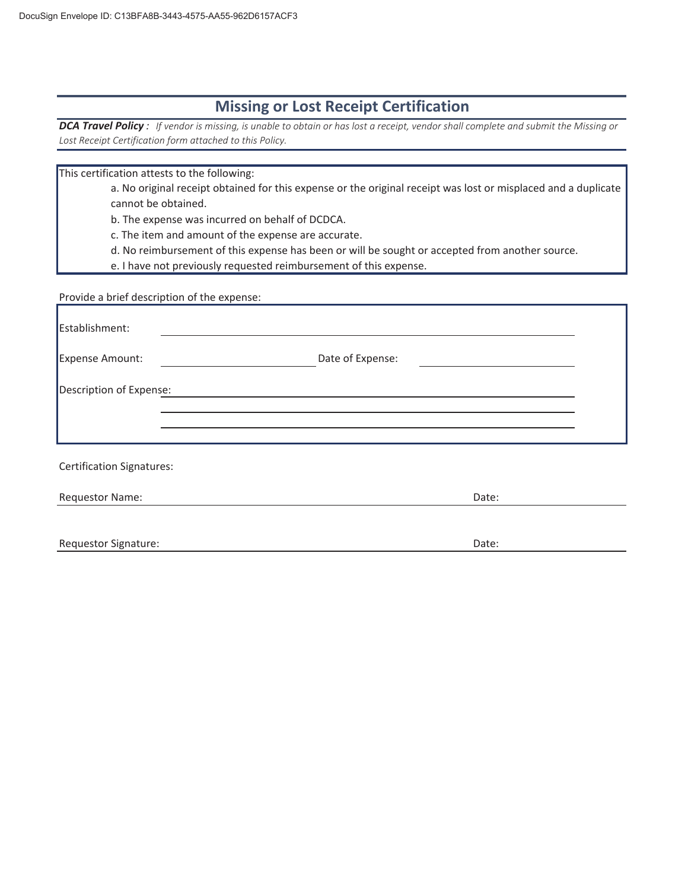# Missing or Lost Receipt Certification

***DCA Travel Policy :*** *If vendor is missing, is unable to obtain or has lost a receipt, vendor shall complete and submit the Missing or Lost Receipt Certification form attached to this Policy.*

This certification attests to the following:

a. No original receipt obtained for this expense or the original receipt was lost or misplaced and a duplicate cannot be obtained.

b. The expense was incurred on behalf of DCDCA.

c. The item and amount of the expense are accurate.

d. No reimbursement of this expense has been or will be sought or accepted from another source.

e. I have not previously requested reimbursement of this expense.

Provide a brief description of the expense:

Establishment: ______________________________

Expense Amount: ______________ Date of Expense: ______________

Description of Expense: ______________________________

______________________________

______________________________

Certification Signatures:

Requestor Name: ______________________________ Date: ______________

Requestor Signature: ______________________________ Date: ______________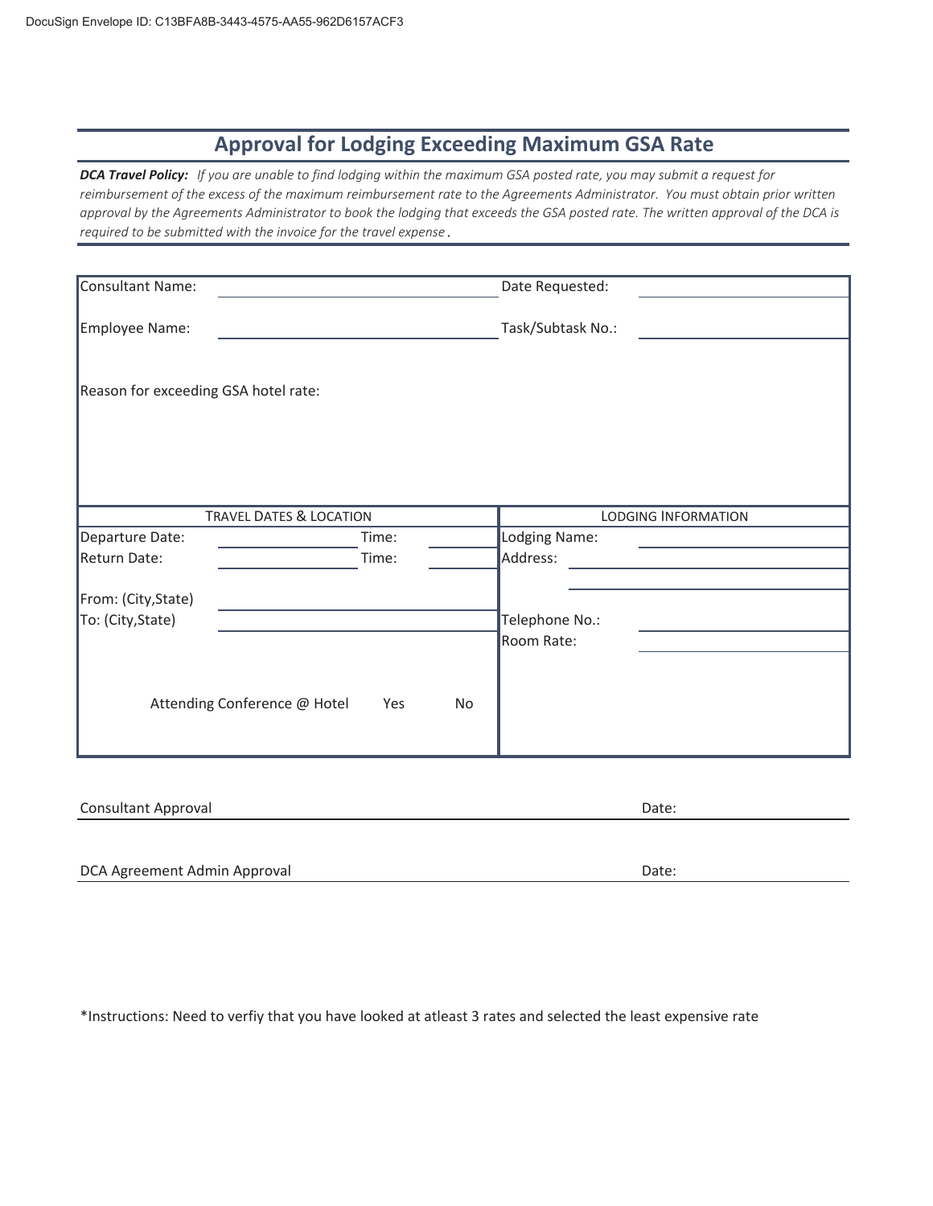## Approval for Lodging Exceeding Maximum GSA Rate

***DCA Travel Policy:*** *If you are unable to find lodging within the maximum GSA posted rate, you may submit a request for reimbursement of the excess of the maximum reimbursement rate to the Agreements Administrator. You must obtain prior written approval by the Agreements Administrator to book the lodging that exceeds the GSA posted rate. The written approval of the DCA is required to be submitted with the invoice for the travel expense.*

| | | | |
|---|---|---|---|
| Consultant Name: | | Date Requested: | |
| Employee Name: | | Task/Subtask No.: | |

Reason for exceeding GSA hotel rate:

| TRAVEL DATES & LOCATION | | | | LODGING INFORMATION | |
|---|---|---|---|---|---|
| Departure Date: | | Time: | | Lodging Name: | |
| Return Date: | | Time: | | Address: | |
| | | | | | |
| From: (City,State) | | | | | |
| To: (City,State) | | | | Telephone No.: | |
| | | | | Room Rate: | |
| Attending Conference @ Hotel | | Yes | No | | |

Consultant Approval ______________________ Date: __________

DCA Agreement Admin Approval ______________________ Date: __________

*Instructions: Need to verfiy that you have looked at atleast 3 rates and selected the least expensive rate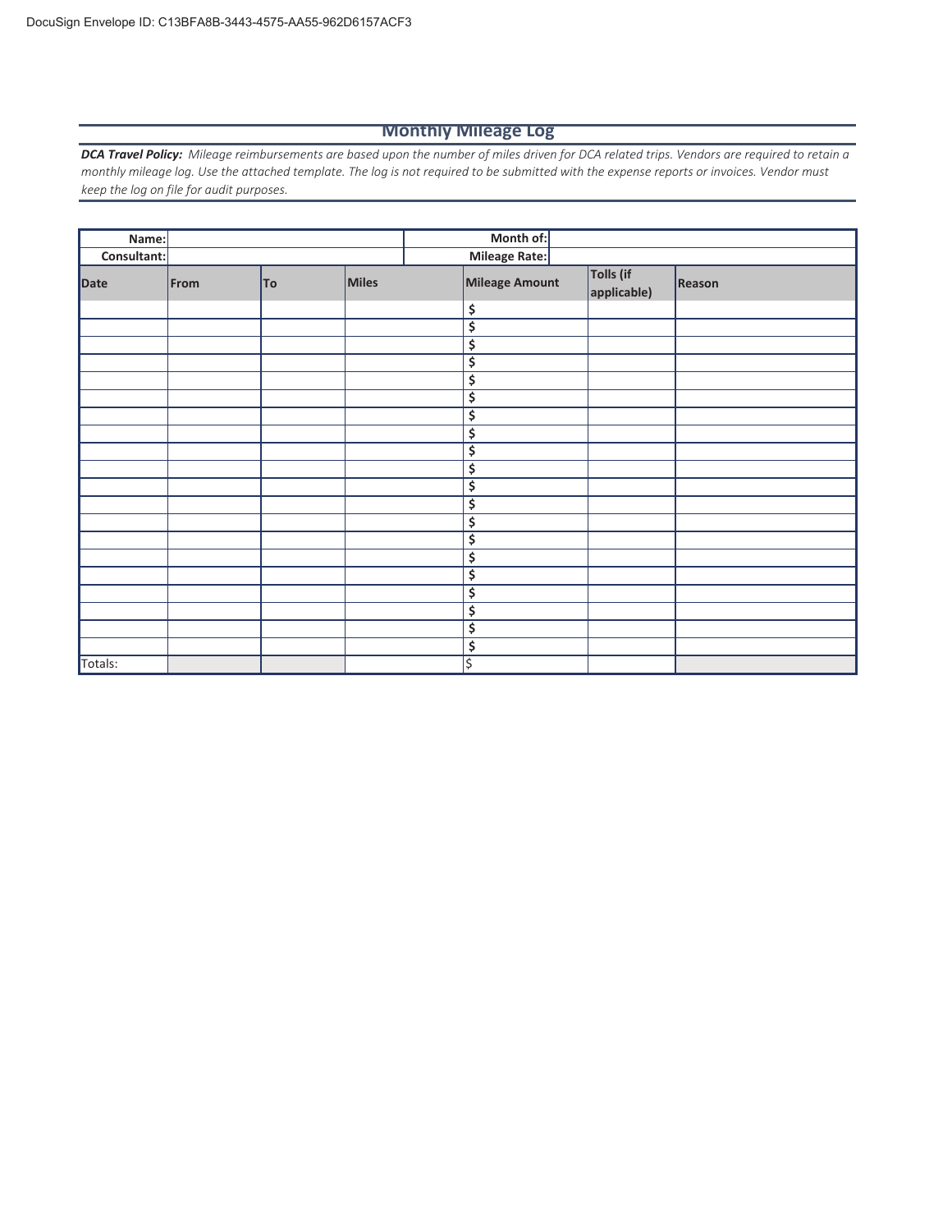DocuSign Envelope ID: C13BFA8B-3443-4575-AA55-962D6157ACF3

# Monthly Mileage Log

***DCA Travel Policy:*** *Mileage reimbursements are based upon the number of miles driven for DCA related trips. Vendors are required to retain a monthly mileage log. Use the attached template. The log is not required to be submitted with the expense reports or invoices. Vendor must keep the log on file for audit purposes.*

| **Name:** | | | | **Month of:** | | |
|---|---|---|---|---|---|---|
| **Consultant:** | | | | **Mileage Rate:** | | |
| **Date** | **From** | **To** | **Miles** | **Mileage Amount** | **Tolls (if applicable)** | **Reason** |
| | | | | $ | | |
| | | | | $ | | |
| | | | | $ | | |
| | | | | $ | | |
| | | | | $ | | |
| | | | | $ | | |
| | | | | $ | | |
| | | | | $ | | |
| | | | | $ | | |
| | | | | $ | | |
| | | | | $ | | |
| | | | | $ | | |
| | | | | $ | | |
| | | | | $ | | |
| | | | | $ | | |
| | | | | $ | | |
| | | | | $ | | |
| | | | | $ | | |
| | | | | $ | | |
| | | | | $ | | |
| Totals: | | | | $ | | |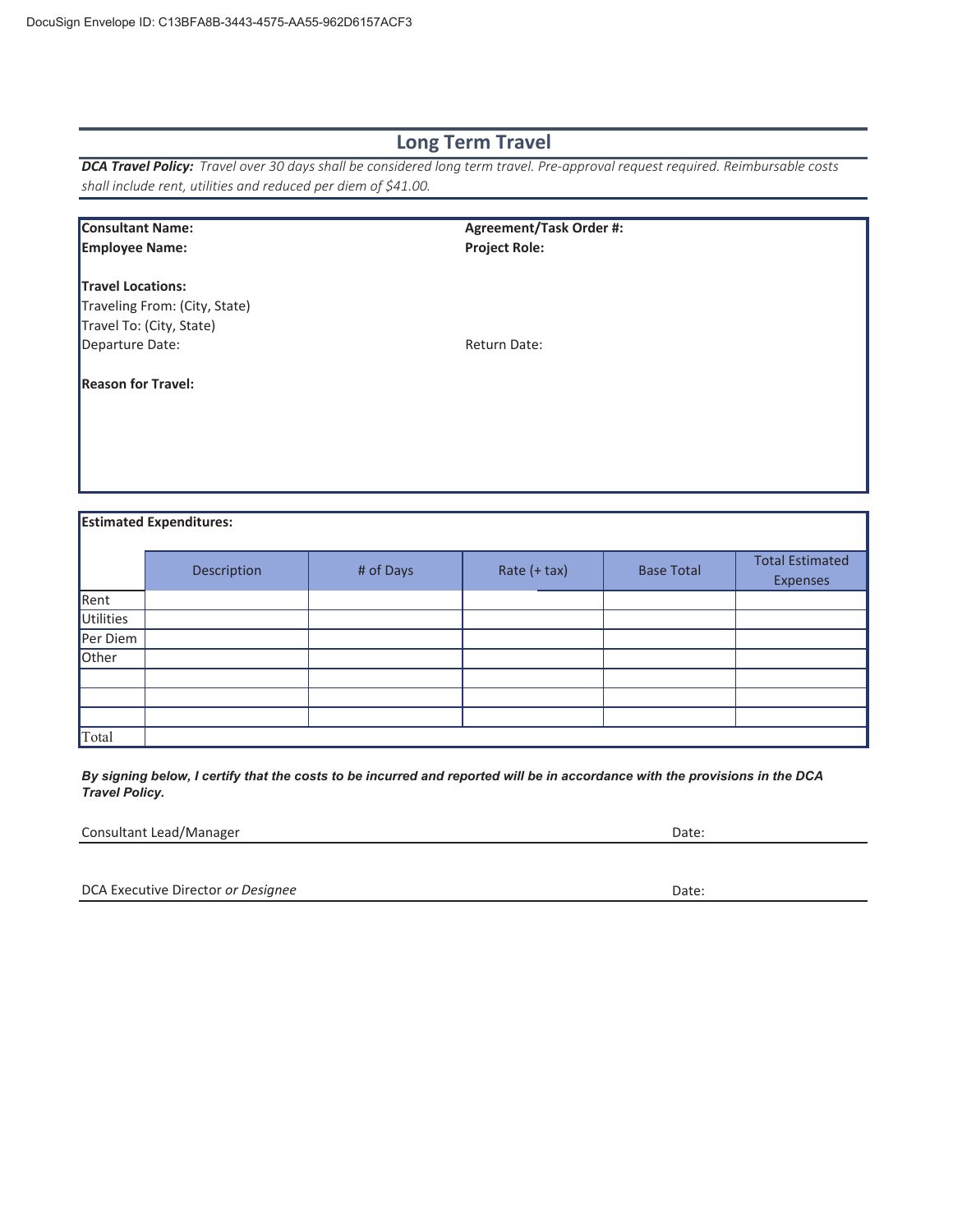# Long Term Travel

***DCA Travel Policy:*** *Travel over 30 days shall be considered long term travel. Pre-approval request required. Reimbursable costs shall include rent, utilities and reduced per diem of $41.00.*

**Consultant Name:** **Agreement/Task Order #:**

**Employee Name:** **Project Role:**

**Travel Locations:**

Traveling From: (City, State)

Travel To: (City, State)

Departure Date: Return Date:

**Reason for Travel:**

**Estimated Expenditures:**

| | Description | # of Days | Rate (+ tax) | Base Total | Total Estimated Expenses |
|---|---|---|---|---|---|
| Rent | | | | | |
| Utilities | | | | | |
| Per Diem | | | | | |
| Other | | | | | |
| | | | | | |
| | | | | | |
| | | | | | |
| Total | | | | | |

***By signing below, I certify that the costs to be incurred and reported will be in accordance with the provisions in the DCA Travel Policy.***

Consultant Lead/Manager Date:

DCA Executive Director *or Designee* Date: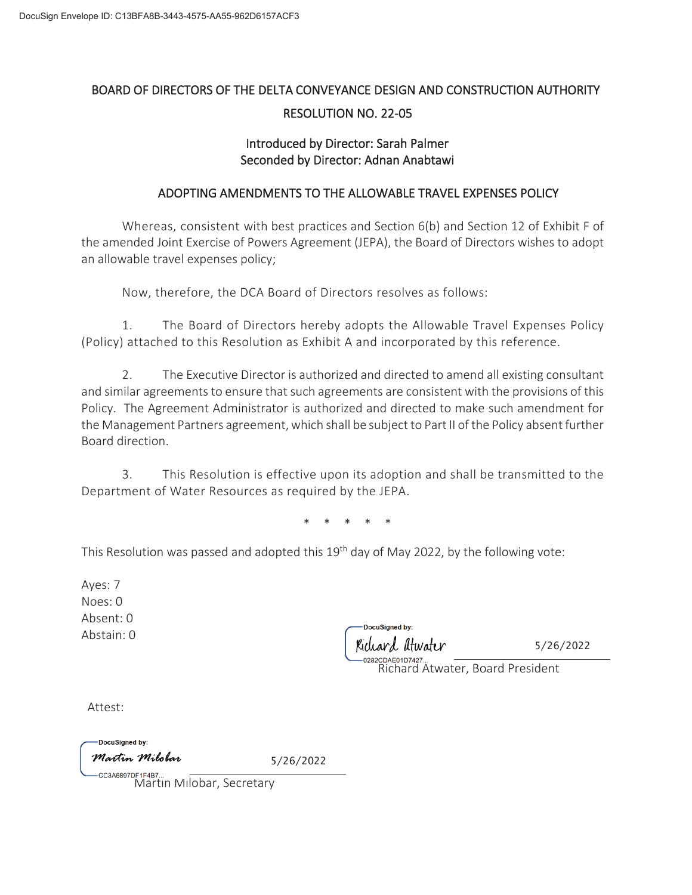DocuSign Envelope ID: C13BFA8B-3443-4575-AA55-962D6157ACF3

# BOARD OF DIRECTORS OF THE DELTA CONVEYANCE DESIGN AND CONSTRUCTION AUTHORITY

## RESOLUTION NO. 22-05

Introduced by Director: Sarah Palmer
Seconded by Director: Adnan Anabtawi

## ADOPTING AMENDMENTS TO THE ALLOWABLE TRAVEL EXPENSES POLICY

Whereas, consistent with best practices and Section 6(b) and Section 12 of Exhibit F of the amended Joint Exercise of Powers Agreement (JEPA), the Board of Directors wishes to adopt an allowable travel expenses policy;

Now, therefore, the DCA Board of Directors resolves as follows:

1. The Board of Directors hereby adopts the Allowable Travel Expenses Policy (Policy) attached to this Resolution as Exhibit A and incorporated by this reference.

2. The Executive Director is authorized and directed to amend all existing consultant and similar agreements to ensure that such agreements are consistent with the provisions of this Policy. The Agreement Administrator is authorized and directed to make such amendment for the Management Partners agreement, which shall be subject to Part II of the Policy absent further Board direction.

3. This Resolution is effective upon its adoption and shall be transmitted to the Department of Water Resources as required by the JEPA.

\* \* \* \* \*

This Resolution was passed and adopted this 19th day of May 2022, by the following vote:

Ayes: 7
Noes: 0
Absent: 0
Abstain: 0

DocuSigned by:
Richard Atwater
0282CDAE01D7427...
5/26/2022
Richard Atwater, Board President

Attest:

DocuSigned by:
Martin Milobar
CC3A6897DF1F4B7...
5/26/2022
Martin Milobar, Secretary